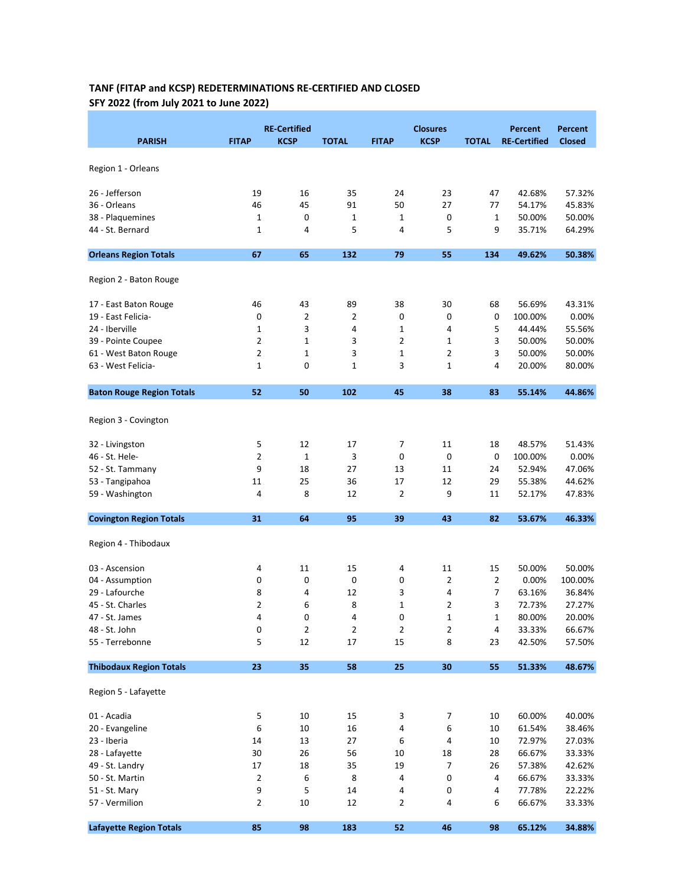**TANF (FITAP and KCSP) REDETERMINATIONS RE-CERTIFIED AND CLOSED**
**SFY 2022 (from July 2021 to June 2022)**

| PARISH | RE-Certified FITAP | KCSP | TOTAL | Closures FITAP | KCSP | TOTAL | Percent RE-Certified | Percent Closed |
|---|---|---|---|---|---|---|---|---|
| Region 1 - Orleans | | | | | | | | |
| 26 - Jefferson | 19 | 16 | 35 | 24 | 23 | 47 | 42.68% | 57.32% |
| 36 - Orleans | 46 | 45 | 91 | 50 | 27 | 77 | 54.17% | 45.83% |
| 38 - Plaquemines | 1 | 0 | 1 | 1 | 0 | 1 | 50.00% | 50.00% |
| 44 - St. Bernard | 1 | 4 | 5 | 4 | 5 | 9 | 35.71% | 64.29% |
| **Orleans Region Totals** | **67** | **65** | **132** | **79** | **55** | **134** | **49.62%** | **50.38%** |
| Region 2 - Baton Rouge | | | | | | | | |
| 17 - East Baton Rouge | 46 | 43 | 89 | 38 | 30 | 68 | 56.69% | 43.31% |
| 19 - East Felicia- | 0 | 2 | 2 | 0 | 0 | 0 | 100.00% | 0.00% |
| 24 - Iberville | 1 | 3 | 4 | 1 | 4 | 5 | 44.44% | 55.56% |
| 39 - Pointe Coupee | 2 | 1 | 3 | 2 | 1 | 3 | 50.00% | 50.00% |
| 61 - West Baton Rouge | 2 | 1 | 3 | 1 | 2 | 3 | 50.00% | 50.00% |
| 63 - West Felicia- | 1 | 0 | 1 | 3 | 1 | 4 | 20.00% | 80.00% |
| **Baton Rouge Region Totals** | **52** | **50** | **102** | **45** | **38** | **83** | **55.14%** | **44.86%** |
| Region 3 - Covington | | | | | | | | |
| 32 - Livingston | 5 | 12 | 17 | 7 | 11 | 18 | 48.57% | 51.43% |
| 46 - St. Hele- | 2 | 1 | 3 | 0 | 0 | 0 | 100.00% | 0.00% |
| 52 - St. Tammany | 9 | 18 | 27 | 13 | 11 | 24 | 52.94% | 47.06% |
| 53 - Tangipahoa | 11 | 25 | 36 | 17 | 12 | 29 | 55.38% | 44.62% |
| 59 - Washington | 4 | 8 | 12 | 2 | 9 | 11 | 52.17% | 47.83% |
| **Covington Region Totals** | **31** | **64** | **95** | **39** | **43** | **82** | **53.67%** | **46.33%** |
| Region 4 - Thibodaux | | | | | | | | |
| 03 - Ascension | 4 | 11 | 15 | 4 | 11 | 15 | 50.00% | 50.00% |
| 04 - Assumption | 0 | 0 | 0 | 0 | 2 | 2 | 0.00% | 100.00% |
| 29 - Lafourche | 8 | 4 | 12 | 3 | 4 | 7 | 63.16% | 36.84% |
| 45 - St. Charles | 2 | 6 | 8 | 1 | 2 | 3 | 72.73% | 27.27% |
| 47 - St. James | 4 | 0 | 4 | 0 | 1 | 1 | 80.00% | 20.00% |
| 48 - St. John | 0 | 2 | 2 | 2 | 2 | 4 | 33.33% | 66.67% |
| 55 - Terrebonne | 5 | 12 | 17 | 15 | 8 | 23 | 42.50% | 57.50% |
| **Thibodaux Region Totals** | **23** | **35** | **58** | **25** | **30** | **55** | **51.33%** | **48.67%** |
| Region 5 - Lafayette | | | | | | | | |
| 01 - Acadia | 5 | 10 | 15 | 3 | 7 | 10 | 60.00% | 40.00% |
| 20 - Evangeline | 6 | 10 | 16 | 4 | 6 | 10 | 61.54% | 38.46% |
| 23 - Iberia | 14 | 13 | 27 | 6 | 4 | 10 | 72.97% | 27.03% |
| 28 - Lafayette | 30 | 26 | 56 | 10 | 18 | 28 | 66.67% | 33.33% |
| 49 - St. Landry | 17 | 18 | 35 | 19 | 7 | 26 | 57.38% | 42.62% |
| 50 - St. Martin | 2 | 6 | 8 | 4 | 0 | 4 | 66.67% | 33.33% |
| 51 - St. Mary | 9 | 5 | 14 | 4 | 0 | 4 | 77.78% | 22.22% |
| 57 - Vermilion | 2 | 10 | 12 | 2 | 4 | 6 | 66.67% | 33.33% |
| **Lafayette Region Totals** | **85** | **98** | **183** | **52** | **46** | **98** | **65.12%** | **34.88%** |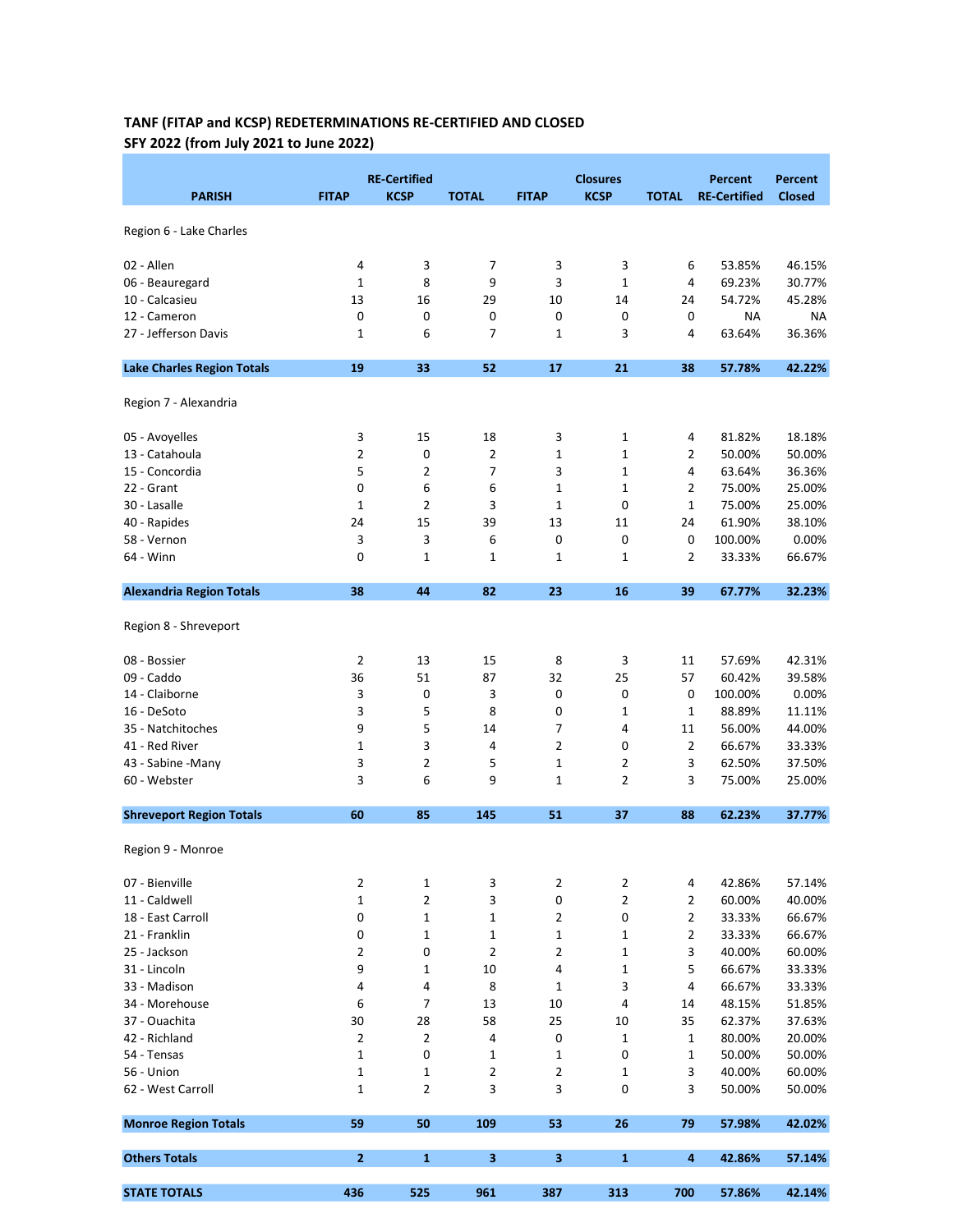**TANF (FITAP and KCSP) REDETERMINATIONS RE-CERTIFIED AND CLOSED**
**SFY 2022 (from July 2021 to June 2022)**

| PARISH | RE-Certified FITAP | RE-Certified KCSP | RE-Certified TOTAL | Closures FITAP | Closures KCSP | Closures TOTAL | Percent RE-Certified | Percent Closed |
|---|---|---|---|---|---|---|---|---|
| Region 6 - Lake Charles | | | | | | | | |
| 02 - Allen | 4 | 3 | 7 | 3 | 3 | 6 | 53.85% | 46.15% |
| 06 - Beauregard | 1 | 8 | 9 | 3 | 1 | 4 | 69.23% | 30.77% |
| 10 - Calcasieu | 13 | 16 | 29 | 10 | 14 | 24 | 54.72% | 45.28% |
| 12 - Cameron | 0 | 0 | 0 | 0 | 0 | 0 | NA | NA |
| 27 - Jefferson Davis | 1 | 6 | 7 | 1 | 3 | 4 | 63.64% | 36.36% |
| **Lake Charles Region Totals** | **19** | **33** | **52** | **17** | **21** | **38** | **57.78%** | **42.22%** |
| Region 7 - Alexandria | | | | | | | | |
| 05 - Avoyelles | 3 | 15 | 18 | 3 | 1 | 4 | 81.82% | 18.18% |
| 13 - Catahoula | 2 | 0 | 2 | 1 | 1 | 2 | 50.00% | 50.00% |
| 15 - Concordia | 5 | 2 | 7 | 3 | 1 | 4 | 63.64% | 36.36% |
| 22 - Grant | 0 | 6 | 6 | 1 | 1 | 2 | 75.00% | 25.00% |
| 30 - Lasalle | 1 | 2 | 3 | 1 | 0 | 1 | 75.00% | 25.00% |
| 40 - Rapides | 24 | 15 | 39 | 13 | 11 | 24 | 61.90% | 38.10% |
| 58 - Vernon | 3 | 3 | 6 | 0 | 0 | 0 | 100.00% | 0.00% |
| 64 - Winn | 0 | 1 | 1 | 1 | 1 | 2 | 33.33% | 66.67% |
| **Alexandria Region Totals** | **38** | **44** | **82** | **23** | **16** | **39** | **67.77%** | **32.23%** |
| Region 8 - Shreveport | | | | | | | | |
| 08 - Bossier | 2 | 13 | 15 | 8 | 3 | 11 | 57.69% | 42.31% |
| 09 - Caddo | 36 | 51 | 87 | 32 | 25 | 57 | 60.42% | 39.58% |
| 14 - Claiborne | 3 | 0 | 3 | 0 | 0 | 0 | 100.00% | 0.00% |
| 16 - DeSoto | 3 | 5 | 8 | 0 | 1 | 1 | 88.89% | 11.11% |
| 35 - Natchitoches | 9 | 5 | 14 | 7 | 4 | 11 | 56.00% | 44.00% |
| 41 - Red River | 1 | 3 | 4 | 2 | 0 | 2 | 66.67% | 33.33% |
| 43 - Sabine -Many | 3 | 2 | 5 | 1 | 2 | 3 | 62.50% | 37.50% |
| 60 - Webster | 3 | 6 | 9 | 1 | 2 | 3 | 75.00% | 25.00% |
| **Shreveport Region Totals** | **60** | **85** | **145** | **51** | **37** | **88** | **62.23%** | **37.77%** |
| Region 9 - Monroe | | | | | | | | |
| 07 - Bienville | 2 | 1 | 3 | 2 | 2 | 4 | 42.86% | 57.14% |
| 11 - Caldwell | 1 | 2 | 3 | 0 | 2 | 2 | 60.00% | 40.00% |
| 18 - East Carroll | 0 | 1 | 1 | 2 | 0 | 2 | 33.33% | 66.67% |
| 21 - Franklin | 0 | 1 | 1 | 1 | 1 | 2 | 33.33% | 66.67% |
| 25 - Jackson | 2 | 0 | 2 | 2 | 1 | 3 | 40.00% | 60.00% |
| 31 - Lincoln | 9 | 1 | 10 | 4 | 1 | 5 | 66.67% | 33.33% |
| 33 - Madison | 4 | 4 | 8 | 1 | 3 | 4 | 66.67% | 33.33% |
| 34 - Morehouse | 6 | 7 | 13 | 10 | 4 | 14 | 48.15% | 51.85% |
| 37 - Ouachita | 30 | 28 | 58 | 25 | 10 | 35 | 62.37% | 37.63% |
| 42 - Richland | 2 | 2 | 4 | 0 | 1 | 1 | 80.00% | 20.00% |
| 54 - Tensas | 1 | 0 | 1 | 1 | 0 | 1 | 50.00% | 50.00% |
| 56 - Union | 1 | 1 | 2 | 2 | 1 | 3 | 40.00% | 60.00% |
| 62 - West Carroll | 1 | 2 | 3 | 3 | 0 | 3 | 50.00% | 50.00% |
| **Monroe Region Totals** | **59** | **50** | **109** | **53** | **26** | **79** | **57.98%** | **42.02%** |
| **Others Totals** | **2** | **1** | **3** | **3** | **1** | **4** | **42.86%** | **57.14%** |
| **STATE TOTALS** | **436** | **525** | **961** | **387** | **313** | **700** | **57.86%** | **42.14%** |